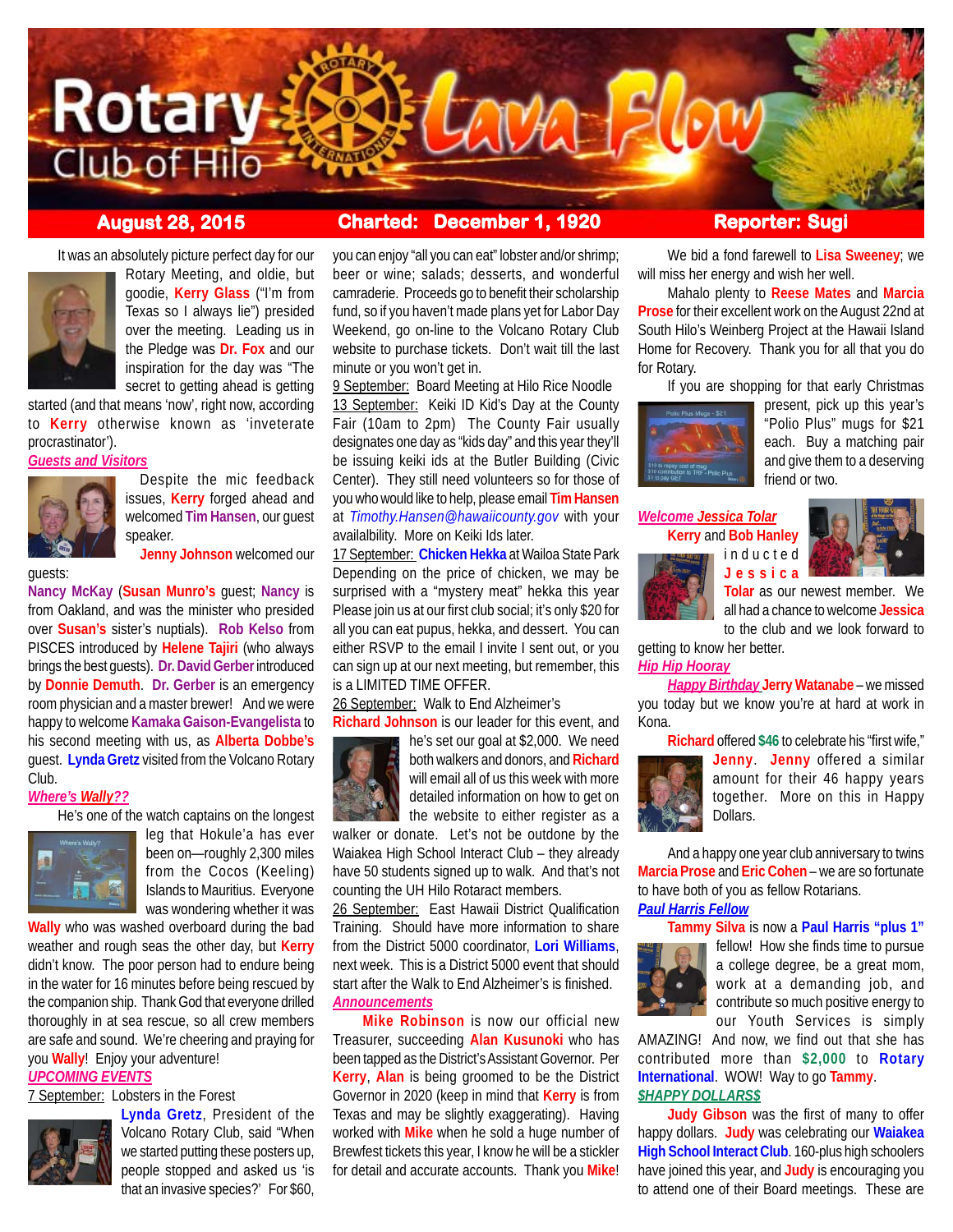# Rotary Club of Hilo Lava Flow

**August 28, 2015** | **Charted: December 1, 1920** | **Reporter: Sugi**

It was an absolutely picture perfect day for our Rotary Meeting, and oldie, but goodie, **Kerry Glass** ("I'm from Texas so I always lie") presided over the meeting. Leading us in the Pledge was **Dr. Fox** and our inspiration for the day was "The secret to getting ahead is getting started (and that means 'now', right now, according to **Kerry** otherwise known as 'inveterate procrastinator').

***Guests and Visitors***

Despite the mic feedback issues, **Kerry** forged ahead and welcomed **Tim Hansen**, our guest speaker.

**Jenny Johnson** welcomed our guests:

**Nancy McKay** (**Susan Munro's** guest; **Nancy** is from Oakland, and was the minister who presided over **Susan's** sister's nuptials). **Rob Kelso** from PISCES introduced by **Helene Tajiri** (who always brings the best guests). **Dr. David Gerber** introduced by **Donnie Demuth**. **Dr. Gerber** is an emergency room physician and a master brewer! And we were happy to welcome **Kamaka Gaison-Evangelista** to his second meeting with us, as **Alberta Dobbe's** guest. **Lynda Gretz** visited from the Volcano Rotary Club.

***Where's Wally??***

He's one of the watch captains on the longest leg that Hokule'a has ever been on—roughly 2,300 miles from the Cocos (Keeling) Islands to Mauritius. Everyone was wondering whether it was **Wally** who was washed overboard during the bad weather and rough seas the other day, but **Kerry** didn't know. The poor person had to endure being in the water for 16 minutes before being rescued by the companion ship. Thank God that everyone drilled thoroughly in at sea rescue, so all crew members are safe and sound. We're cheering and praying for you **Wally**! Enjoy your adventure!

***UPCOMING EVENTS***

7 September: Lobsters in the Forest

**Lynda Gretz**, President of the Volcano Rotary Club, said "When we started putting these posters up, people stopped and asked us 'is that an invasive species?' For $60, you can enjoy "all you can eat" lobster and/or shrimp; beer or wine; salads; desserts, and wonderful camraderie. Proceeds go to benefit their scholarship fund, so if you haven't made plans yet for Labor Day Weekend, go on-line to the Volcano Rotary Club website to purchase tickets. Don't wait till the last minute or you won't get in.

9 September: Board Meeting at Hilo Rice Noodle

13 September: Keiki ID Kid's Day at the County Fair (10am to 2pm) The County Fair usually designates one day as "kids day" and this year they'll be issuing keiki ids at the Butler Building (Civic Center). They still need volunteers so for those of you who would like to help, please email **Tim Hansen** at *Timothy.Hansen@hawaiicounty.gov* with your availalbility. More on Keiki Ids later.

17 September: **Chicken Hekka** at Wailoa State Park Depending on the price of chicken, we may be surprised with a "mystery meat" hekka this year Please join us at our first club social; it's only $20 for all you can eat pupus, hekka, and dessert. You can either RSVP to the email I invite I sent out, or you can sign up at our next meeting, but remember, this is a LIMITED TIME OFFER.

26 September: Walk to End Alzheimer's

**Richard Johnson** is our leader for this event, and he's set our goal at $2,000. We need both walkers and donors, and **Richard** will email all of us this week with more detailed information on how to get on the website to either register as a walker or donate. Let's not be outdone by the Waiakea High School Interact Club – they already have 50 students signed up to walk. And that's not counting the UH Hilo Rotaract members.

26 September: East Hawaii District Qualification Training. Should have more information to share from the District 5000 coordinator, **Lori Williams**, next week. This is a District 5000 event that should start after the Walk to End Alzheimer's is finished.

***Announcements***

**Mike Robinson** is now our official new Treasurer, succeeding **Alan Kusunoki** who has been tapped as the District's Assistant Governor. Per **Kerry**, **Alan** is being groomed to be the District Governor in 2020 (keep in mind that **Kerry** is from Texas and may be slightly exaggerating). Having worked with **Mike** when he sold a huge number of Brewfest tickets this year, I know he will be a stickler for detail and accurate accounts. Thank you **Mike**!

We bid a fond farewell to **Lisa Sweeney**; we will miss her energy and wish her well.

Mahalo plenty to **Reese Mates** and **Marcia Prose** for their excellent work on the August 22nd at South Hilo's Weinberg Project at the Hawaii Island Home for Recovery. Thank you for all that you do for Rotary.

If you are shopping for that early Christmas present, pick up this year's "Polio Plus" mugs for $21 each. Buy a matching pair and give them to a deserving friend or two.

***Welcome Jessica Tolar***

**Kerry** and **Bob Hanley** inducted **Jessica Tolar** as our newest member. We all had a chance to welcome **Jessica** to the club and we look forward to getting to know her better.

***Hip Hip Hooray***

***Happy Birthday*** **Jerry Watanabe** – we missed you today but we know you're at hard at work in Kona.

**Richard** offered **$46** to celebrate his "first wife," **Jenny**. **Jenny** offered a similar amount for their 46 happy years together. More on this in Happy Dollars.

And a happy one year club anniversary to twins **Marcia Prose** and **Eric Cohen** – we are so fortunate to have both of you as fellow Rotarians.

***Paul Harris Fellow***

**Tammy Silva** is now a **Paul Harris "plus 1"** fellow! How she finds time to pursue a college degree, be a great mom, work at a demanding job, and contribute so much positive energy to our Youth Services is simply AMAZING! And now, we find out that she has contributed more than **$2,000** to **Rotary International**. WOW! Way to go **Tammy**.

***$HAPPY DOLLAR$$***

**Judy Gibson** was the first of many to offer happy dollars. **Judy** was celebrating our **Waiakea High School Interact Club**. 160-plus high schoolers have joined this year, and **Judy** is encouraging you to attend one of their Board meetings. These are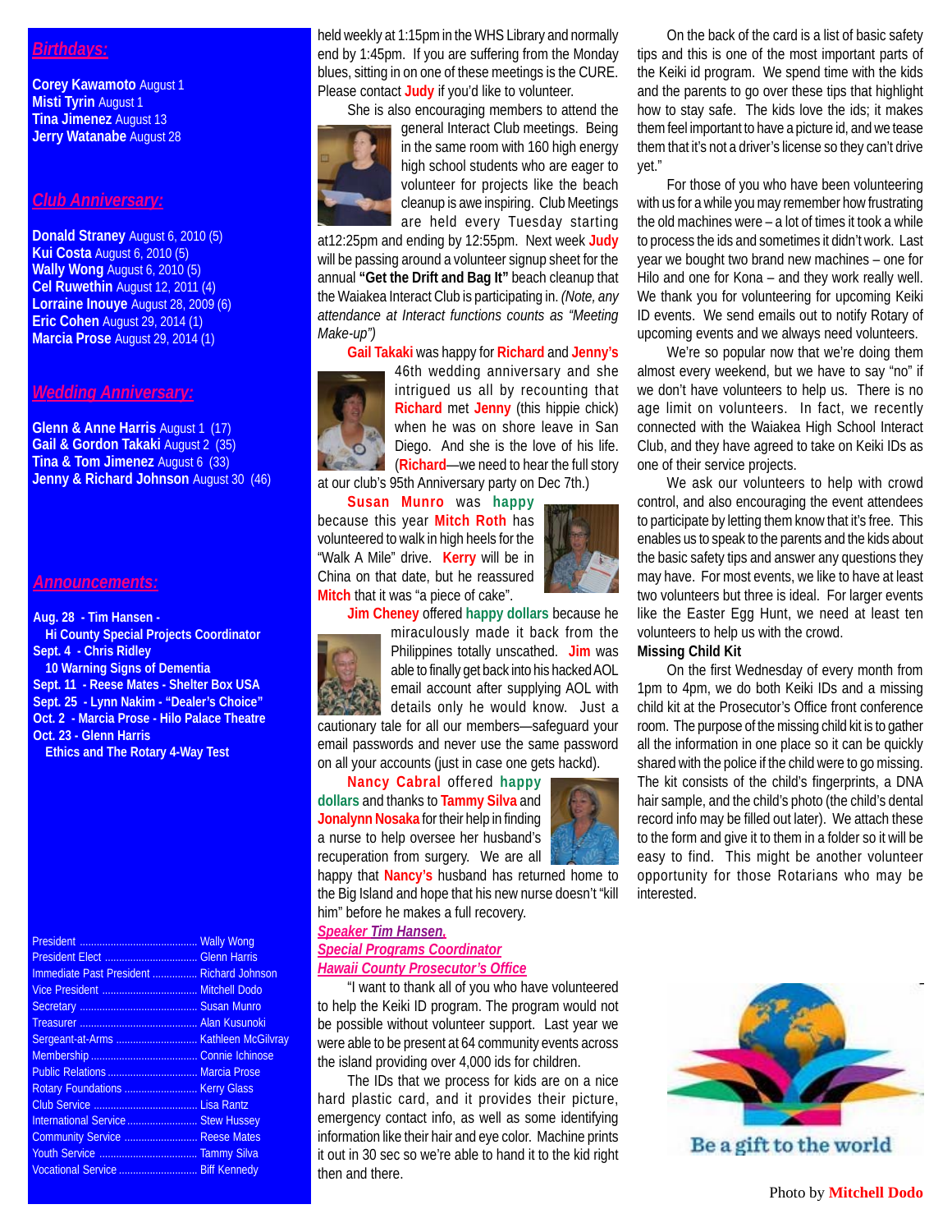## Birthdays:

**Corey Kawamoto** August 1
**Misti Tyrin** August 1
**Tina Jimenez** August 13
**Jerry Watanabe** August 28

## Club Anniversary:

**Donald Straney** August 6, 2010 (5)
**Kui Costa** August 6, 2010 (5)
**Wally Wong** August 6, 2010 (5)
**Cel Ruwethin** August 12, 2011 (4)
**Lorraine Inouye** August 28, 2009 (6)
**Eric Cohen** August 29, 2014 (1)
**Marcia Prose** August 29, 2014 (1)

## Wedding Anniversary:

**Glenn & Anne Harris** August 1 (17)
**Gail & Gordon Takaki** August 2 (35)
**Tina & Tom Jimenez** August 6 (33)
**Jenny & Richard Johnson** August 30 (46)

## Announcements:

**Aug. 28 - Tim Hansen - Hi County Special Projects Coordinator**
**Sept. 4 - Chris Ridley 10 Warning Signs of Dementia**
**Sept. 11 - Reese Mates - Shelter Box USA**
**Sept. 25 - Lynn Nakim - "Dealer's Choice"**
**Oct. 2 - Marcia Prose - Hilo Palace Theatre**
**Oct. 23 - Glenn Harris Ethics and The Rotary 4-Way Test**

| | |
|---|---|
| President | Wally Wong |
| President Elect | Glenn Harris |
| Immediate Past President | Richard Johnson |
| Vice President | Mitchell Dodo |
| Secretary | Susan Munro |
| Treasurer | Alan Kusunoki |
| Sergeant-at-Arms | Kathleen McGilvray |
| Membership | Connie Ichinose |
| Public Relations | Marcia Prose |
| Rotary Foundations | Kerry Glass |
| Club Service | Lisa Rantz |
| International Service | Stew Hussey |
| Community Service | Reese Mates |
| Youth Service | Tammy Silva |
| Vocational Service | Biff Kennedy |

held weekly at 1:15pm in the WHS Library and normally end by 1:45pm. If you are suffering from the Monday blues, sitting in on one of these meetings is the CURE. Please contact **Judy** if you'd like to volunteer.

She is also encouraging members to attend the general Interact Club meetings. Being in the same room with 160 high energy high school students who are eager to volunteer for projects like the beach cleanup is awe inspiring. Club Meetings are held every Tuesday starting at12:25pm and ending by 12:55pm. Next week **Judy** will be passing around a volunteer signup sheet for the annual **"Get the Drift and Bag It"** beach cleanup that the Waiakea Interact Club is participating in. *(Note, any attendance at Interact functions counts as "Meeting Make-up")*

**Gail Takaki** was happy for **Richard** and **Jenny's** 46th wedding anniversary and she intrigued us all by recounting that **Richard** met **Jenny** (this hippie chick) when he was on shore leave in San Diego. And she is the love of his life. (**Richard**—we need to hear the full story at our club's 95th Anniversary party on Dec 7th.)

**Susan Munro** was **happy** because this year **Mitch Roth** has volunteered to walk in high heels for the "Walk A Mile" drive. **Kerry** will be in China on that date, but he reassured **Mitch** that it was "a piece of cake".

**Jim Cheney** offered **happy dollars** because he miraculously made it back from the Philippines totally unscathed. **Jim** was able to finally get back into his hacked AOL email account after supplying AOL with details only he would know. Just a cautionary tale for all our members—safeguard your email passwords and never use the same password on all your accounts (just in case one gets hackd).

**Nancy Cabral** offered **happy dollars** and thanks to **Tammy Silva** and **Jonalynn Nosaka** for their help in finding a nurse to help oversee her husband's recuperation from surgery. We are all happy that **Nancy's** husband has returned home to the Big Island and hope that his new nurse doesn't "kill him" before he makes a full recovery.

***Speaker Tim Hansen,***
***Special Programs Coordinator***
***Hawaii County Prosecutor's Office***

"I want to thank all of you who have volunteered to help the Keiki ID program. The program would not be possible without volunteer support. Last year we were able to be present at 64 community events across the island providing over 4,000 ids for children.

The IDs that we process for kids are on a nice hard plastic card, and it provides their picture, emergency contact info, as well as some identifying information like their hair and eye color. Machine prints it out in 30 sec so we're able to hand it to the kid right then and there.

On the back of the card is a list of basic safety tips and this is one of the most important parts of the Keiki id program. We spend time with the kids and the parents to go over these tips that highlight how to stay safe. The kids love the ids; it makes them feel important to have a picture id, and we tease them that it's not a driver's license so they can't drive yet."

For those of you who have been volunteering with us for a while you may remember how frustrating the old machines were – a lot of times it took a while to process the ids and sometimes it didn't work. Last year we bought two brand new machines – one for Hilo and one for Kona – and they work really well. We thank you for volunteering for upcoming Keiki ID events. We send emails out to notify Rotary of upcoming events and we always need volunteers.

We're so popular now that we're doing them almost every weekend, but we have to say "no" if we don't have volunteers to help us. There is no age limit on volunteers. In fact, we recently connected with the Waiakea High School Interact Club, and they have agreed to take on Keiki IDs as one of their service projects.

We ask our volunteers to help with crowd control, and also encouraging the event attendees to participate by letting them know that it's free. This enables us to speak to the parents and the kids about the basic safety tips and answer any questions they may have. For most events, we like to have at least two volunteers but three is ideal. For larger events like the Easter Egg Hunt, we need at least ten volunteers to help us with the crowd.

**Missing Child Kit**

On the first Wednesday of every month from 1pm to 4pm, we do both Keiki IDs and a missing child kit at the Prosecutor's Office front conference room. The purpose of the missing child kit is to gather all the information in one place so it can be quickly shared with the police if the child were to go missing. The kit consists of the child's fingerprints, a DNA hair sample, and the child's photo (the child's dental record info may be filled out later). We attach these to the form and give it to them in a folder so it will be easy to find. This might be another volunteer opportunity for those Rotarians who may be interested.

Be a gift to the world

Photo by **Mitchell Dodo**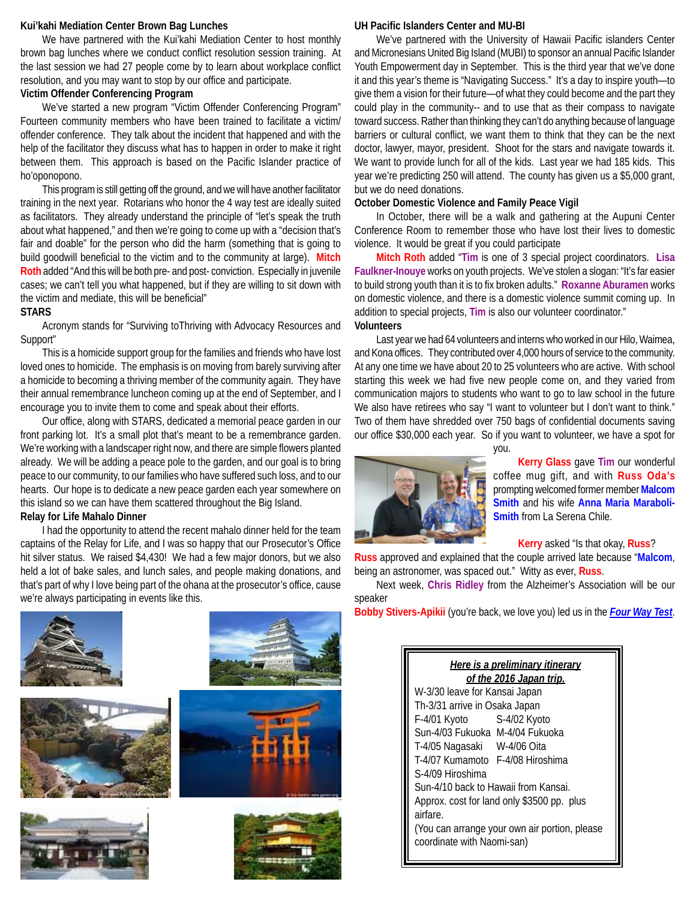**Kui'kahi Mediation Center Brown Bag Lunches**

We have partnered with the Kui'kahi Mediation Center to host monthly brown bag lunches where we conduct conflict resolution session training. At the last session we had 27 people come by to learn about workplace conflict resolution, and you may want to stop by our office and participate.

**Victim Offender Conferencing Program**

We've started a new program "Victim Offender Conferencing Program" Fourteen community members who have been trained to facilitate a victim/ offender conference. They talk about the incident that happened and with the help of the facilitator they discuss what has to happen in order to make it right between them. This approach is based on the Pacific Islander practice of ho'oponopono.

This program is still getting off the ground, and we will have another facilitator training in the next year. Rotarians who honor the 4 way test are ideally suited as facilitators. They already understand the principle of "let's speak the truth about what happened," and then we're going to come up with a "decision that's fair and doable" for the person who did the harm (something that is going to build goodwill beneficial to the victim and to the community at large). **Mitch Roth** added "And this will be both pre- and post- conviction. Especially in juvenile cases; we can't tell you what happened, but if they are willing to sit down with the victim and mediate, this will be beneficial"

**STARS**

Acronym stands for "Surviving toThriving with Advocacy Resources and Support"

This is a homicide support group for the families and friends who have lost loved ones to homicide. The emphasis is on moving from barely surviving after a homicide to becoming a thriving member of the community again. They have their annual remembrance luncheon coming up at the end of September, and I encourage you to invite them to come and speak about their efforts.

Our office, along with STARS, dedicated a memorial peace garden in our front parking lot. It's a small plot that's meant to be a remembrance garden. We're working with a landscaper right now, and there are simple flowers planted already. We will be adding a peace pole to the garden, and our goal is to bring peace to our community, to our families who have suffered such loss, and to our hearts. Our hope is to dedicate a new peace garden each year somewhere on this island so we can have them scattered throughout the Big Island.

**Relay for Life Mahalo Dinner**

I had the opportunity to attend the recent mahalo dinner held for the team captains of the Relay for Life, and I was so happy that our Prosecutor's Office hit silver status. We raised $4,430! We had a few major donors, but we also held a lot of bake sales, and lunch sales, and people making donations, and that's part of why I love being part of the ohana at the prosecutor's office, cause we're always participating in events like this.

**UH Pacific Islanders Center and MU-BI**

We've partnered with the University of Hawaii Pacific islanders Center and Micronesians United Big Island (MUBI) to sponsor an annual Pacific Islander Youth Empowerment day in September. This is the third year that we've done it and this year's theme is "Navigating Success." It's a day to inspire youth—to give them a vision for their future—of what they could become and the part they could play in the community-- and to use that as their compass to navigate toward success. Rather than thinking they can't do anything because of language barriers or cultural conflict, we want them to think that they can be the next doctor, lawyer, mayor, president. Shoot for the stars and navigate towards it. We want to provide lunch for all of the kids. Last year we had 185 kids. This year we're predicting 250 will attend. The county has given us a $5,000 grant, but we do need donations.

**October Domestic Violence and Family Peace Vigil**

In October, there will be a walk and gathering at the Aupuni Center Conference Room to remember those who have lost their lives to domestic violence. It would be great if you could participate

**Mitch Roth** added "**Tim** is one of 3 special project coordinators. **Lisa Faulkner-Inouye** works on youth projects. We've stolen a slogan: "It's far easier to build strong youth than it is to fix broken adults." **Roxanne Aburamen** works on domestic violence, and there is a domestic violence summit coming up. In addition to special projects, **Tim** is also our volunteer coordinator."

**Volunteers**

Last year we had 64 volunteers and interns who worked in our Hilo, Waimea, and Kona offices. They contributed over 4,000 hours of service to the community. At any one time we have about 20 to 25 volunteers who are active. With school starting this week we had five new people come on, and they varied from communication majors to students who want to go to law school in the future We also have retirees who say "I want to volunteer but I don't want to think." Two of them have shredded over 750 bags of confidential documents saving our office $30,000 each year. So if you want to volunteer, we have a spot for you.

**Kerry Glass** gave **Tim** our wonderful coffee mug gift, and with **Russ Oda's** prompting welcomed former member **Malcom Smith** and his wife **Anna Maria Maraboli-Smith** from La Serena Chile.

**Kerry** asked "Is that okay, **Russ**?

**Russ** approved and explained that the couple arrived late because "**Malcom**, being an astronomer, was spaced out." Witty as ever, **Russ**.

Next week, **Chris Ridley** from the Alzheimer's Association will be our speaker

**Bobby Stivers-Apikii** (you're back, we love you) led us in the ***Four Way Test***.

***Here is a preliminary itinerary of the 2016 Japan trip.***

W-3/30 leave for Kansai Japan
Th-3/31 arrive in Osaka Japan
F-4/01 Kyoto S-4/02 Kyoto
Sun-4/03 Fukuoka M-4/04 Fukuoka
T-4/05 Nagasaki W-4/06 Oita
T-4/07 Kumamoto F-4/08 Hiroshima
S-4/09 Hiroshima
Sun-4/10 back to Hawaii from Kansai.
Approx. cost for land only $3500 pp. plus airfare.
(You can arrange your own air portion, please coordinate with Naomi-san)